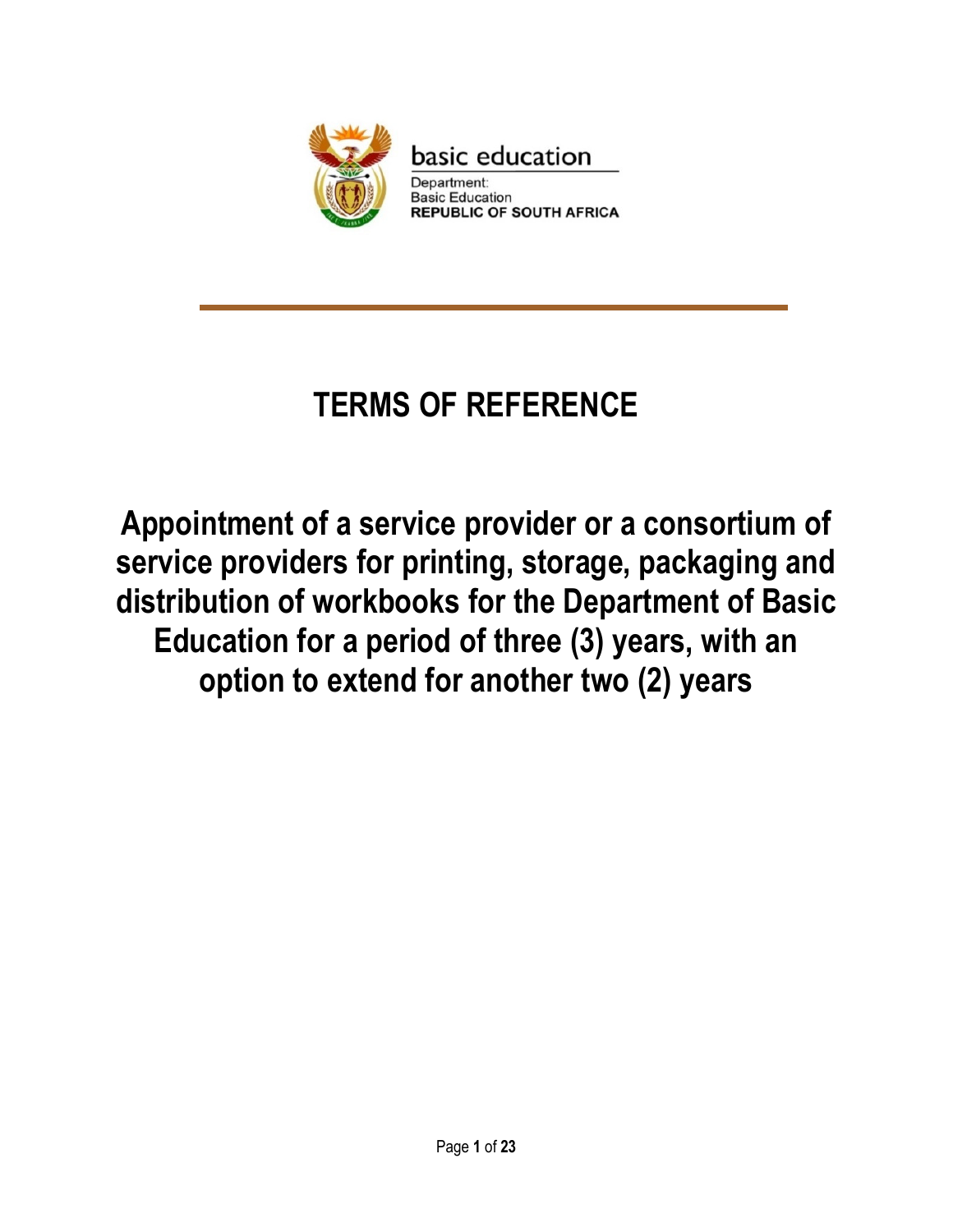basic education

Department:
Basic Education
**REPUBLIC OF SOUTH AFRICA**

---

# TERMS OF REFERENCE

# Appointment of a service provider or a consortium of service providers for printing, storage, packaging and distribution of workbooks for the Department of Basic Education for a period of three (3) years, with an option to extend for another two (2) years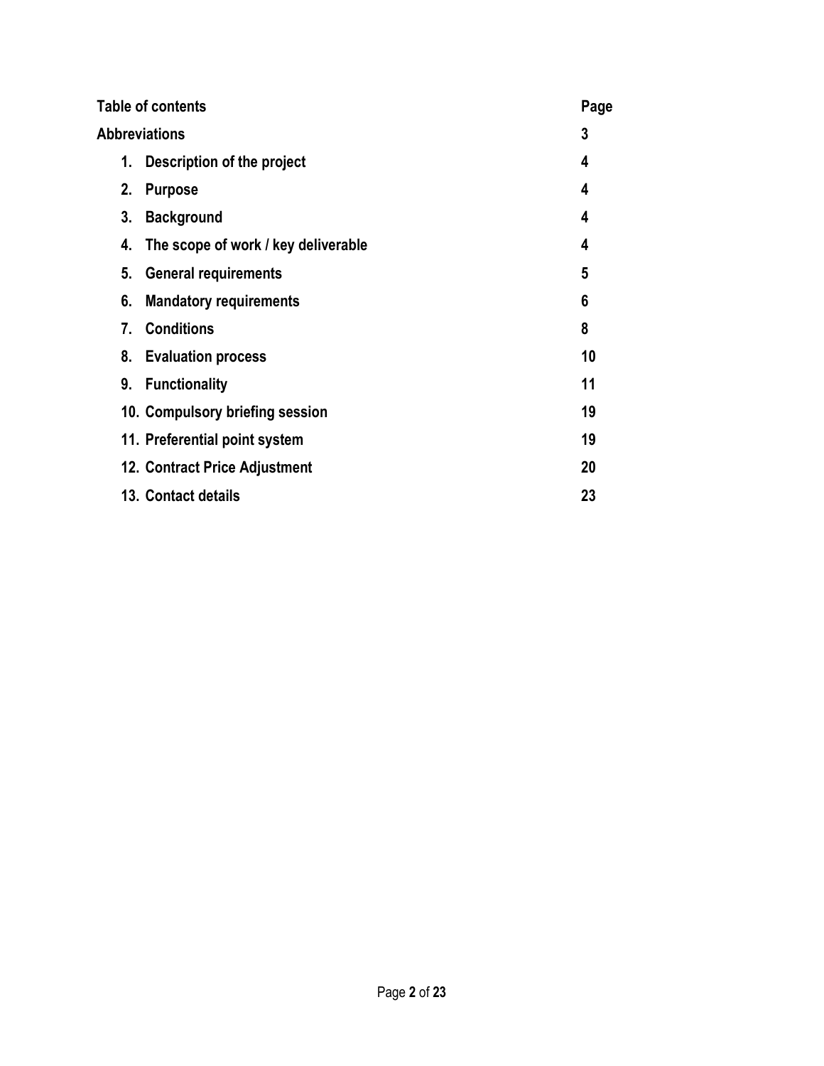| Table of contents | Page |
| --- | --- |
| **Abbreviations** | **3** |
| **1. Description of the project** | **4** |
| **2. Purpose** | **4** |
| **3. Background** | **4** |
| **4. The scope of work / key deliverable** | **4** |
| **5. General requirements** | **5** |
| **6. Mandatory requirements** | **6** |
| **7. Conditions** | **8** |
| **8. Evaluation process** | **10** |
| **9. Functionality** | **11** |
| **10. Compulsory briefing session** | **19** |
| **11. Preferential point system** | **19** |
| **12. Contract Price Adjustment** | **20** |
| **13. Contact details** | **23** |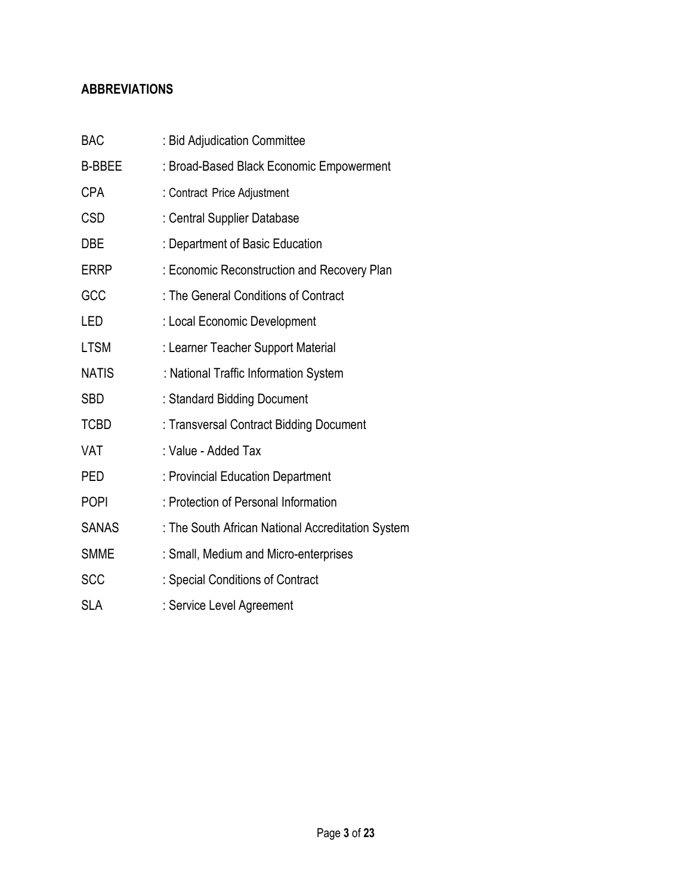## ABBREVIATIONS

| | |
|---|---|
| BAC | : Bid Adjudication Committee |
| B-BBEE | : Broad-Based Black Economic Empowerment |
| CPA | : Contract Price Adjustment |
| CSD | : Central Supplier Database |
| DBE | : Department of Basic Education |
| ERRP | : Economic Reconstruction and Recovery Plan |
| GCC | : The General Conditions of Contract |
| LED | : Local Economic Development |
| LTSM | : Learner Teacher Support Material |
| NATIS | : National Traffic Information System |
| SBD | : Standard Bidding Document |
| TCBD | : Transversal Contract Bidding Document |
| VAT | : Value - Added Tax |
| PED | : Provincial Education Department |
| POPI | : Protection of Personal Information |
| SANAS | : The South African National Accreditation System |
| SMME | : Small, Medium and Micro-enterprises |
| SCC | : Special Conditions of Contract |
| SLA | : Service Level Agreement |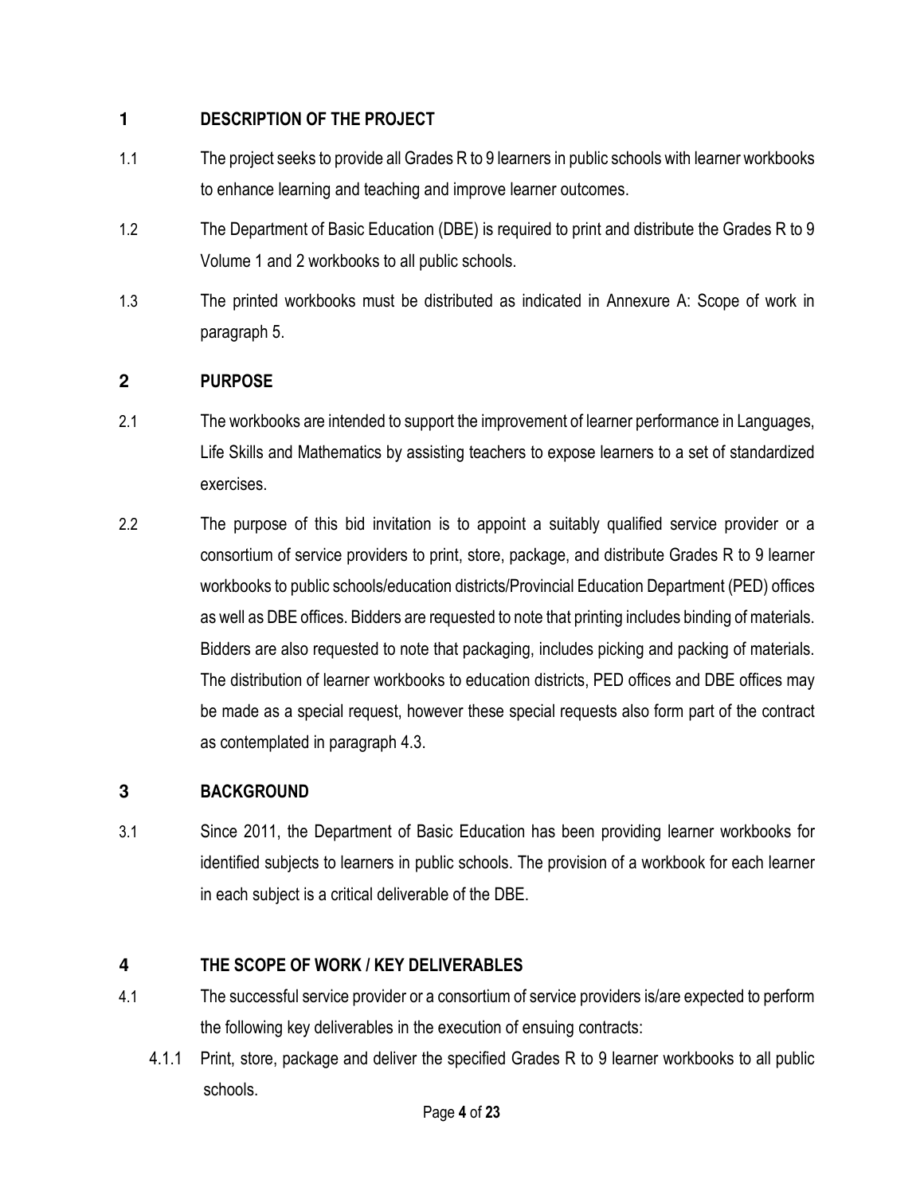## 1 DESCRIPTION OF THE PROJECT

1.1 The project seeks to provide all Grades R to 9 learners in public schools with learner workbooks to enhance learning and teaching and improve learner outcomes.

1.2 The Department of Basic Education (DBE) is required to print and distribute the Grades R to 9 Volume 1 and 2 workbooks to all public schools.

1.3 The printed workbooks must be distributed as indicated in Annexure A: Scope of work in paragraph 5.

## 2 PURPOSE

2.1 The workbooks are intended to support the improvement of learner performance in Languages, Life Skills and Mathematics by assisting teachers to expose learners to a set of standardized exercises.

2.2 The purpose of this bid invitation is to appoint a suitably qualified service provider or a consortium of service providers to print, store, package, and distribute Grades R to 9 learner workbooks to public schools/education districts/Provincial Education Department (PED) offices as well as DBE offices. Bidders are requested to note that printing includes binding of materials. Bidders are also requested to note that packaging, includes picking and packing of materials. The distribution of learner workbooks to education districts, PED offices and DBE offices may be made as a special request, however these special requests also form part of the contract as contemplated in paragraph 4.3.

## 3 BACKGROUND

3.1 Since 2011, the Department of Basic Education has been providing learner workbooks for identified subjects to learners in public schools. The provision of a workbook for each learner in each subject is a critical deliverable of the DBE.

## 4 THE SCOPE OF WORK / KEY DELIVERABLES

4.1 The successful service provider or a consortium of service providers is/are expected to perform the following key deliverables in the execution of ensuing contracts:

4.1.1 Print, store, package and deliver the specified Grades R to 9 learner workbooks to all public schools.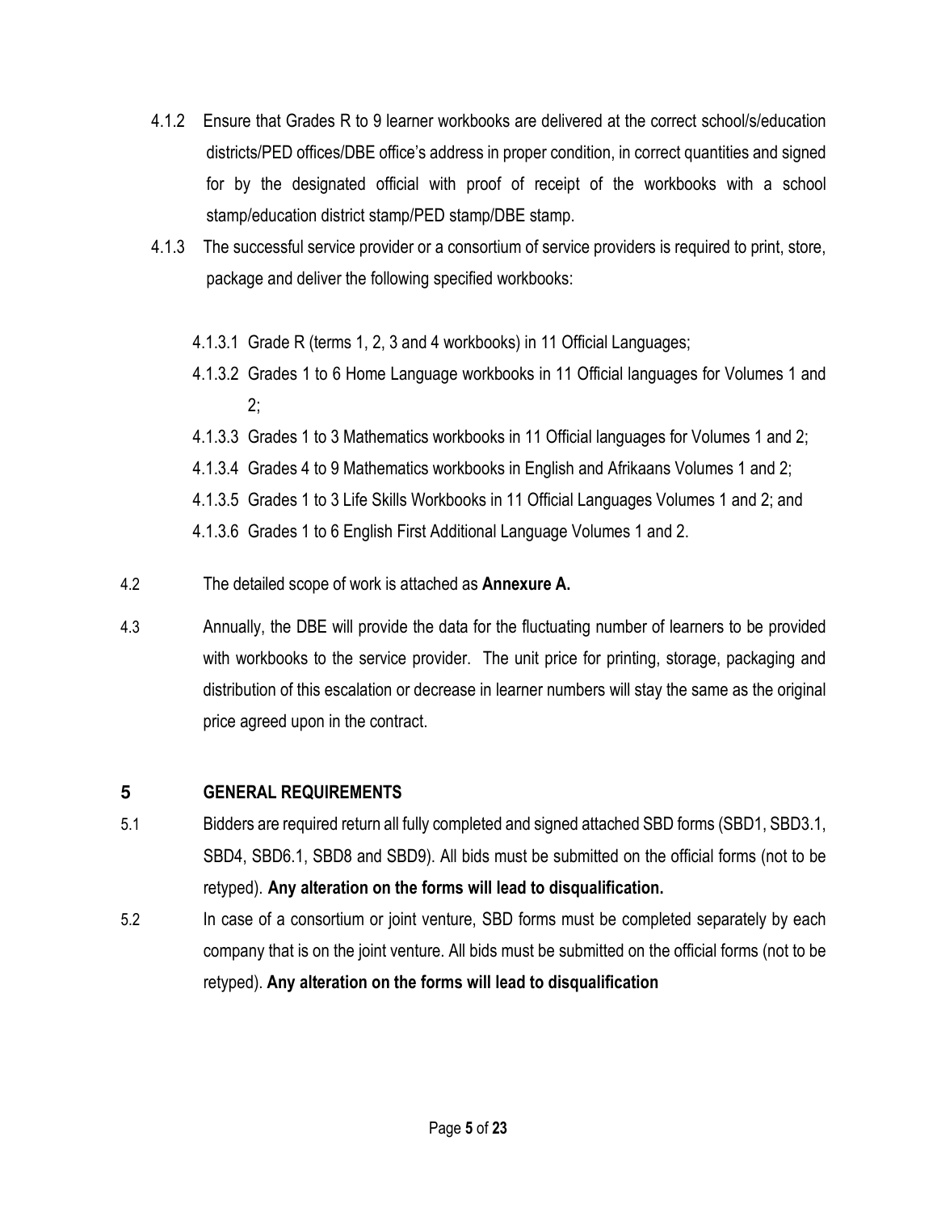4.1.2 Ensure that Grades R to 9 learner workbooks are delivered at the correct school/s/education districts/PED offices/DBE office's address in proper condition, in correct quantities and signed for by the designated official with proof of receipt of the workbooks with a school stamp/education district stamp/PED stamp/DBE stamp.

4.1.3 The successful service provider or a consortium of service providers is required to print, store, package and deliver the following specified workbooks:

4.1.3.1 Grade R (terms 1, 2, 3 and 4 workbooks) in 11 Official Languages;

4.1.3.2 Grades 1 to 6 Home Language workbooks in 11 Official languages for Volumes 1 and 2;

4.1.3.3 Grades 1 to 3 Mathematics workbooks in 11 Official languages for Volumes 1 and 2;

4.1.3.4 Grades 4 to 9 Mathematics workbooks in English and Afrikaans Volumes 1 and 2;

4.1.3.5 Grades 1 to 3 Life Skills Workbooks in 11 Official Languages Volumes 1 and 2; and

4.1.3.6 Grades 1 to 6 English First Additional Language Volumes 1 and 2.

4.2 The detailed scope of work is attached as **Annexure A.**

4.3 Annually, the DBE will provide the data for the fluctuating number of learners to be provided with workbooks to the service provider. The unit price for printing, storage, packaging and distribution of this escalation or decrease in learner numbers will stay the same as the original price agreed upon in the contract.

## 5 GENERAL REQUIREMENTS

5.1 Bidders are required return all fully completed and signed attached SBD forms (SBD1, SBD3.1, SBD4, SBD6.1, SBD8 and SBD9). All bids must be submitted on the official forms (not to be retyped). **Any alteration on the forms will lead to disqualification.**

5.2 In case of a consortium or joint venture, SBD forms must be completed separately by each company that is on the joint venture. All bids must be submitted on the official forms (not to be retyped). **Any alteration on the forms will lead to disqualification**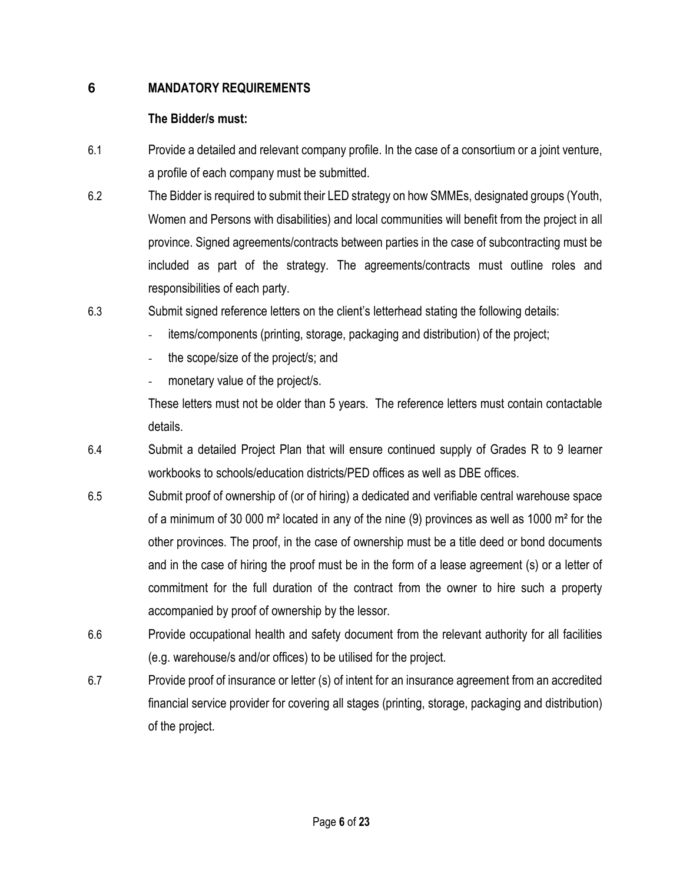## 6 MANDATORY REQUIREMENTS

**The Bidder/s must:**

6.1 Provide a detailed and relevant company profile. In the case of a consortium or a joint venture, a profile of each company must be submitted.

6.2 The Bidder is required to submit their LED strategy on how SMMEs, designated groups (Youth, Women and Persons with disabilities) and local communities will benefit from the project in all province. Signed agreements/contracts between parties in the case of subcontracting must be included as part of the strategy. The agreements/contracts must outline roles and responsibilities of each party.

6.3 Submit signed reference letters on the client's letterhead stating the following details:

- items/components (printing, storage, packaging and distribution) of the project;
- the scope/size of the project/s; and
- monetary value of the project/s.

These letters must not be older than 5 years. The reference letters must contain contactable details.

6.4 Submit a detailed Project Plan that will ensure continued supply of Grades R to 9 learner workbooks to schools/education districts/PED offices as well as DBE offices.

6.5 Submit proof of ownership of (or of hiring) a dedicated and verifiable central warehouse space of a minimum of 30 000 m² located in any of the nine (9) provinces as well as 1000 m² for the other provinces. The proof, in the case of ownership must be a title deed or bond documents and in the case of hiring the proof must be in the form of a lease agreement (s) or a letter of commitment for the full duration of the contract from the owner to hire such a property accompanied by proof of ownership by the lessor.

6.6 Provide occupational health and safety document from the relevant authority for all facilities (e.g. warehouse/s and/or offices) to be utilised for the project.

6.7 Provide proof of insurance or letter (s) of intent for an insurance agreement from an accredited financial service provider for covering all stages (printing, storage, packaging and distribution) of the project.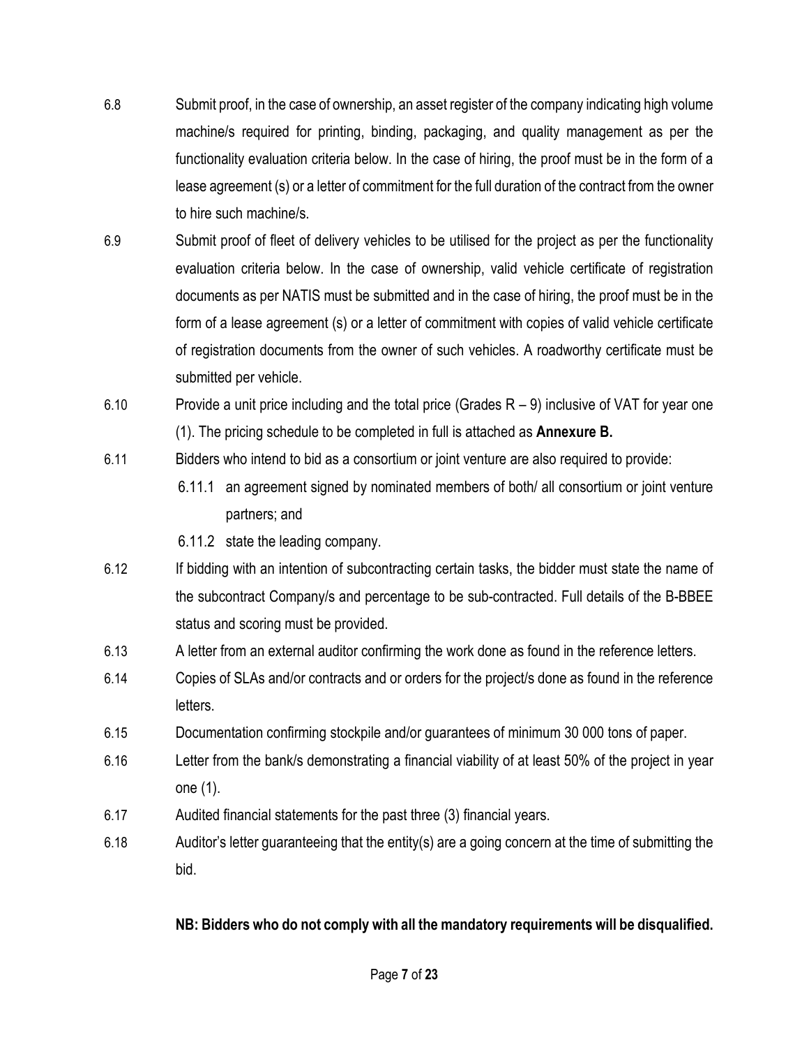6.8 Submit proof, in the case of ownership, an asset register of the company indicating high volume machine/s required for printing, binding, packaging, and quality management as per the functionality evaluation criteria below. In the case of hiring, the proof must be in the form of a lease agreement (s) or a letter of commitment for the full duration of the contract from the owner to hire such machine/s.

6.9 Submit proof of fleet of delivery vehicles to be utilised for the project as per the functionality evaluation criteria below. In the case of ownership, valid vehicle certificate of registration documents as per NATIS must be submitted and in the case of hiring, the proof must be in the form of a lease agreement (s) or a letter of commitment with copies of valid vehicle certificate of registration documents from the owner of such vehicles. A roadworthy certificate must be submitted per vehicle.

6.10 Provide a unit price including and the total price (Grades R – 9) inclusive of VAT for year one (1). The pricing schedule to be completed in full is attached as **Annexure B.**

6.11 Bidders who intend to bid as a consortium or joint venture are also required to provide:

- 6.11.1 an agreement signed by nominated members of both/ all consortium or joint venture partners; and
- 6.11.2 state the leading company.

6.12 If bidding with an intention of subcontracting certain tasks, the bidder must state the name of the subcontract Company/s and percentage to be sub-contracted. Full details of the B-BBEE status and scoring must be provided.

6.13 A letter from an external auditor confirming the work done as found in the reference letters.

6.14 Copies of SLAs and/or contracts and or orders for the project/s done as found in the reference letters.

6.15 Documentation confirming stockpile and/or guarantees of minimum 30 000 tons of paper.

6.16 Letter from the bank/s demonstrating a financial viability of at least 50% of the project in year one (1).

6.17 Audited financial statements for the past three (3) financial years.

6.18 Auditor's letter guaranteeing that the entity(s) are a going concern at the time of submitting the bid.

**NB: Bidders who do not comply with all the mandatory requirements will be disqualified.**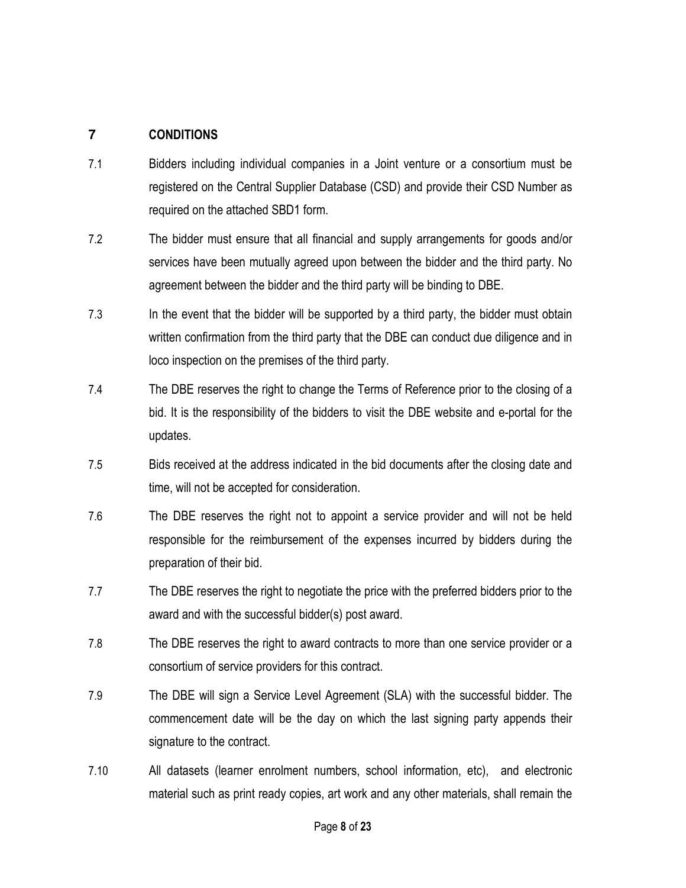## 7 CONDITIONS

7.1 Bidders including individual companies in a Joint venture or a consortium must be registered on the Central Supplier Database (CSD) and provide their CSD Number as required on the attached SBD1 form.

7.2 The bidder must ensure that all financial and supply arrangements for goods and/or services have been mutually agreed upon between the bidder and the third party. No agreement between the bidder and the third party will be binding to DBE.

7.3 In the event that the bidder will be supported by a third party, the bidder must obtain written confirmation from the third party that the DBE can conduct due diligence and in loco inspection on the premises of the third party.

7.4 The DBE reserves the right to change the Terms of Reference prior to the closing of a bid. It is the responsibility of the bidders to visit the DBE website and e-portal for the updates.

7.5 Bids received at the address indicated in the bid documents after the closing date and time, will not be accepted for consideration.

7.6 The DBE reserves the right not to appoint a service provider and will not be held responsible for the reimbursement of the expenses incurred by bidders during the preparation of their bid.

7.7 The DBE reserves the right to negotiate the price with the preferred bidders prior to the award and with the successful bidder(s) post award.

7.8 The DBE reserves the right to award contracts to more than one service provider or a consortium of service providers for this contract.

7.9 The DBE will sign a Service Level Agreement (SLA) with the successful bidder. The commencement date will be the day on which the last signing party appends their signature to the contract.

7.10 All datasets (learner enrolment numbers, school information, etc), and electronic material such as print ready copies, art work and any other materials, shall remain the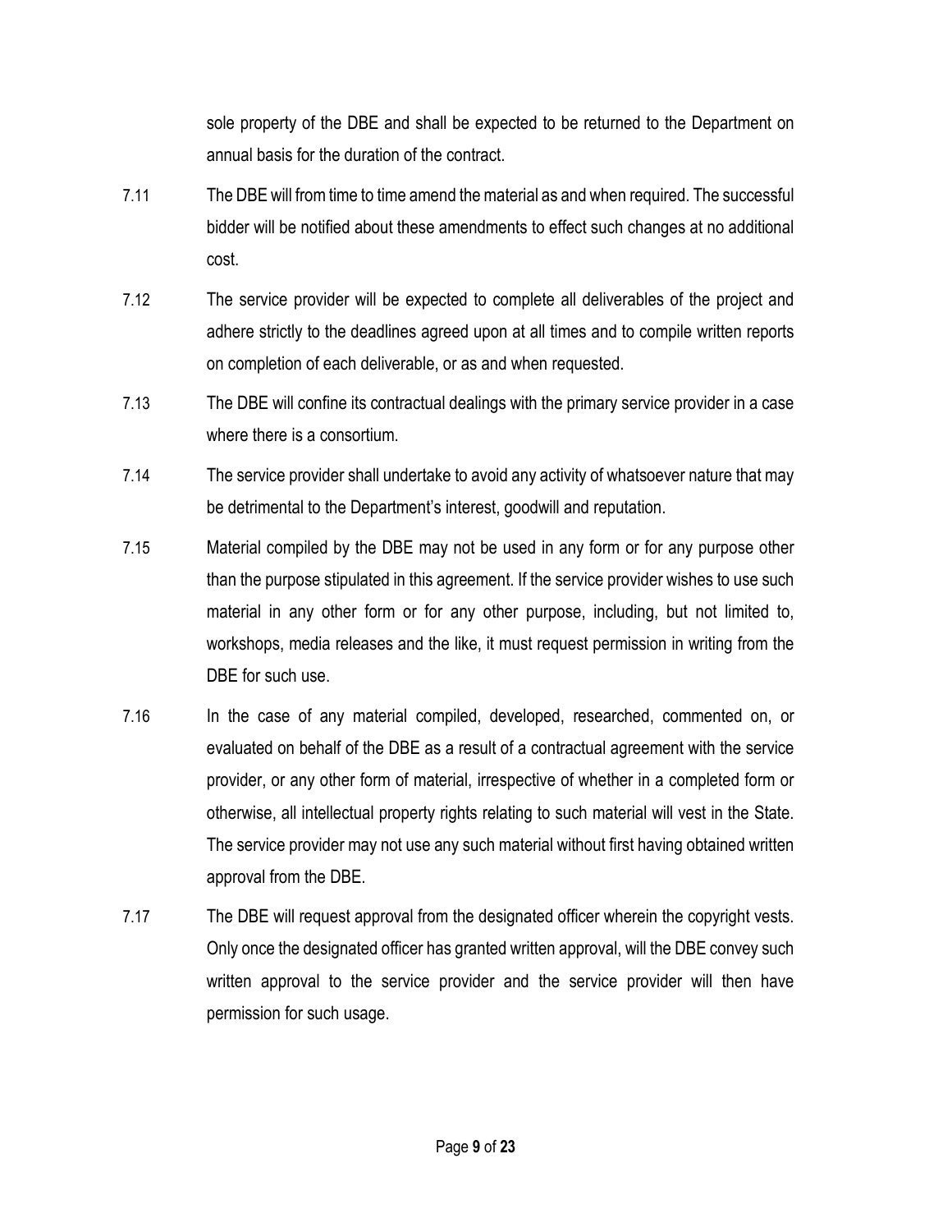sole property of the DBE and shall be expected to be returned to the Department on annual basis for the duration of the contract.

7.11 The DBE will from time to time amend the material as and when required. The successful bidder will be notified about these amendments to effect such changes at no additional cost.

7.12 The service provider will be expected to complete all deliverables of the project and adhere strictly to the deadlines agreed upon at all times and to compile written reports on completion of each deliverable, or as and when requested.

7.13 The DBE will confine its contractual dealings with the primary service provider in a case where there is a consortium.

7.14 The service provider shall undertake to avoid any activity of whatsoever nature that may be detrimental to the Department's interest, goodwill and reputation.

7.15 Material compiled by the DBE may not be used in any form or for any purpose other than the purpose stipulated in this agreement. If the service provider wishes to use such material in any other form or for any other purpose, including, but not limited to, workshops, media releases and the like, it must request permission in writing from the DBE for such use.

7.16 In the case of any material compiled, developed, researched, commented on, or evaluated on behalf of the DBE as a result of a contractual agreement with the service provider, or any other form of material, irrespective of whether in a completed form or otherwise, all intellectual property rights relating to such material will vest in the State. The service provider may not use any such material without first having obtained written approval from the DBE.

7.17 The DBE will request approval from the designated officer wherein the copyright vests. Only once the designated officer has granted written approval, will the DBE convey such written approval to the service provider and the service provider will then have permission for such usage.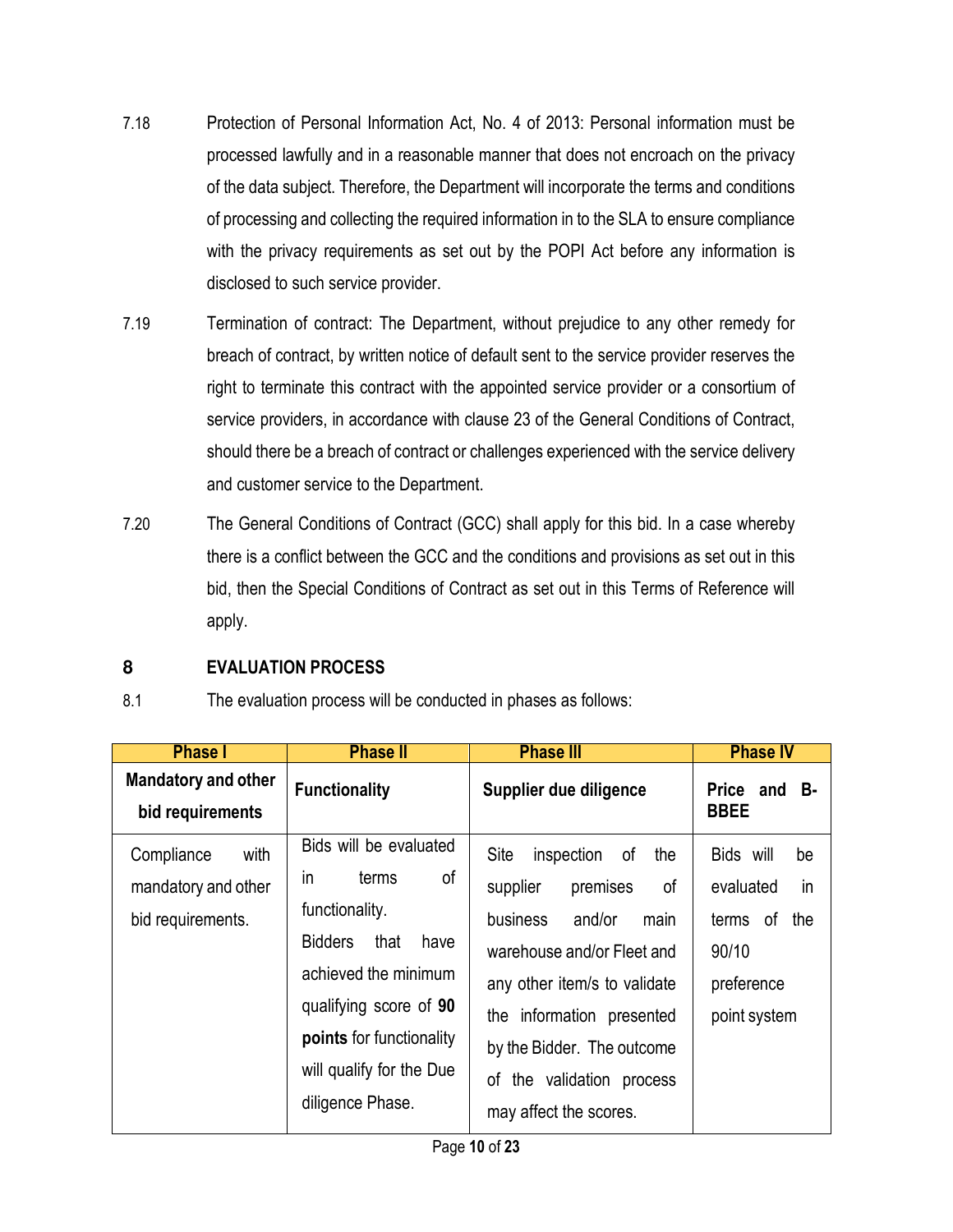7.18 Protection of Personal Information Act, No. 4 of 2013: Personal information must be processed lawfully and in a reasonable manner that does not encroach on the privacy of the data subject. Therefore, the Department will incorporate the terms and conditions of processing and collecting the required information in to the SLA to ensure compliance with the privacy requirements as set out by the POPI Act before any information is disclosed to such service provider.

7.19 Termination of contract: The Department, without prejudice to any other remedy for breach of contract, by written notice of default sent to the service provider reserves the right to terminate this contract with the appointed service provider or a consortium of service providers, in accordance with clause 23 of the General Conditions of Contract, should there be a breach of contract or challenges experienced with the service delivery and customer service to the Department.

7.20 The General Conditions of Contract (GCC) shall apply for this bid. In a case whereby there is a conflict between the GCC and the conditions and provisions as set out in this bid, then the Special Conditions of Contract as set out in this Terms of Reference will apply.

## 8 EVALUATION PROCESS

8.1 The evaluation process will be conducted in phases as follows:

| Phase I | Phase II | Phase III | Phase IV |
|---|---|---|---|
| **Mandatory and other bid requirements** | **Functionality** | **Supplier due diligence** | **Price and B-BBEE** |
| Compliance with mandatory and other bid requirements. | Bids will be evaluated in terms of functionality.<br>Bidders that have achieved the minimum qualifying score of **90 points** for functionality will qualify for the Due diligence Phase. | Site inspection of the supplier premises of business and/or main warehouse and/or Fleet and any other item/s to validate the information presented by the Bidder. The outcome of the validation process may affect the scores. | Bids will be evaluated in terms of the 90/10 preference point system |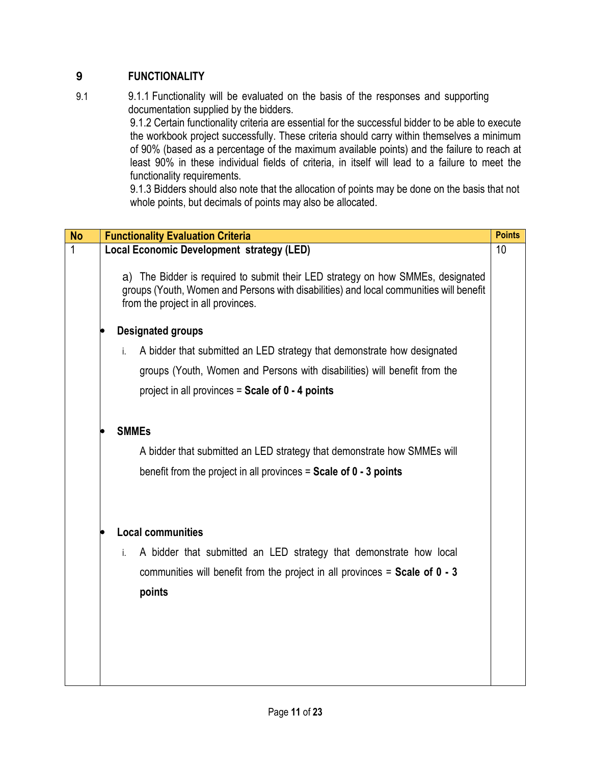## 9 FUNCTIONALITY

9.1 9.1.1 Functionality will be evaluated on the basis of the responses and supporting documentation supplied by the bidders.

9.1.2 Certain functionality criteria are essential for the successful bidder to be able to execute the workbook project successfully. These criteria should carry within themselves a minimum of 90% (based as a percentage of the maximum available points) and the failure to reach at least 90% in these individual fields of criteria, in itself will lead to a failure to meet the functionality requirements.

9.1.3 Bidders should also note that the allocation of points may be done on the basis that not whole points, but decimals of points may also be allocated.

| No | Functionality Evaluation Criteria | Points |
|---|---|---|
| 1 | **Local Economic Development strategy (LED)**<br><br>a) The Bidder is required to submit their LED strategy on how SMMEs, designated groups (Youth, Women and Persons with disabilities) and local communities will benefit from the project in all provinces.<br><br>• **Designated groups**<br>i. A bidder that submitted an LED strategy that demonstrate how designated groups (Youth, Women and Persons with disabilities) will benefit from the project in all provinces = **Scale of 0 - 4 points**<br><br>• **SMMEs**<br>A bidder that submitted an LED strategy that demonstrate how SMMEs will benefit from the project in all provinces = **Scale of 0 - 3 points**<br><br>• **Local communities**<br>i. A bidder that submitted an LED strategy that demonstrate how local communities will benefit from the project in all provinces = **Scale of 0 - 3 points** | 10 |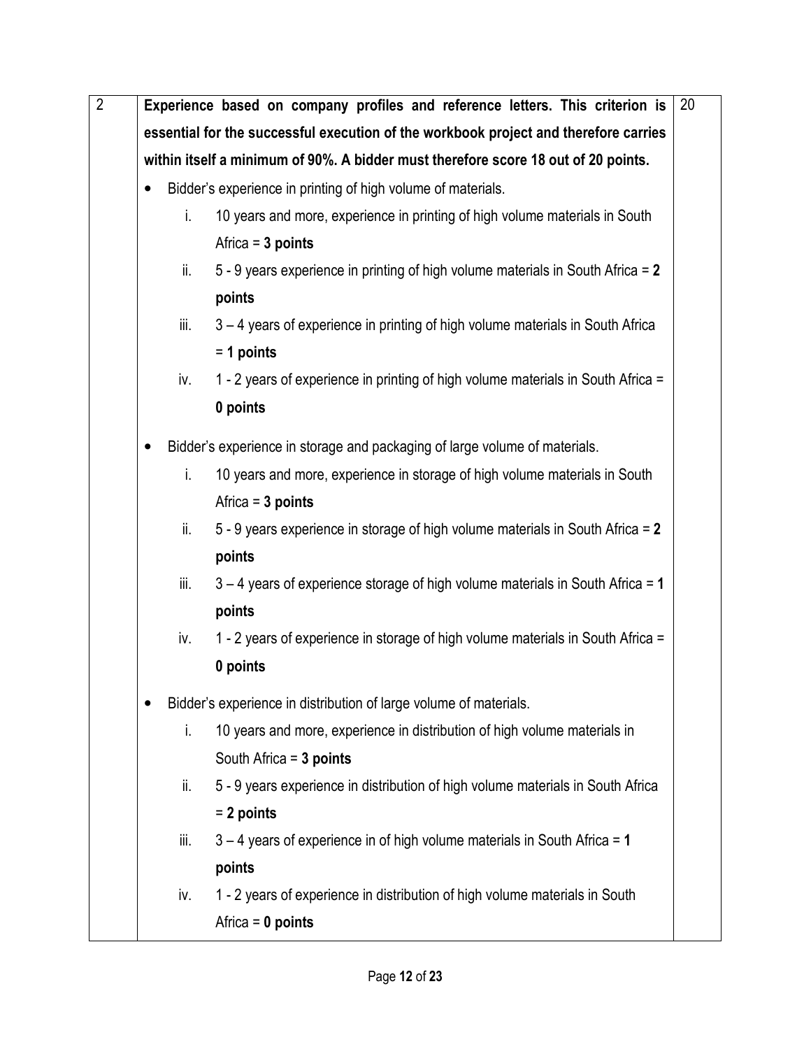| 2 | **Experience based on company profiles and reference letters. This criterion is essential for the successful execution of the workbook project and therefore carries within itself a minimum of 90%. A bidder must therefore score 18 out of 20 points.**<br><br>• Bidder's experience in printing of high volume of materials.<br>i. 10 years and more, experience in printing of high volume materials in South Africa = **3 points**<br>ii. 5 - 9 years experience in printing of high volume materials in South Africa = **2 points**<br>iii. 3 – 4 years of experience in printing of high volume materials in South Africa = **1 points**<br>iv. 1 - 2 years of experience in printing of high volume materials in South Africa = **0 points**<br><br>• Bidder's experience in storage and packaging of large volume of materials.<br>i. 10 years and more, experience in storage of high volume materials in South Africa = **3 points**<br>ii. 5 - 9 years experience in storage of high volume materials in South Africa = **2 points**<br>iii. 3 – 4 years of experience storage of high volume materials in South Africa = **1 points**<br>iv. 1 - 2 years of experience in storage of high volume materials in South Africa = **0 points**<br><br>• Bidder's experience in distribution of large volume of materials.<br>i. 10 years and more, experience in distribution of high volume materials in South Africa = **3 points**<br>ii. 5 - 9 years experience in distribution of high volume materials in South Africa = **2 points**<br>iii. 3 – 4 years of experience in of high volume materials in South Africa = **1 points**<br>iv. 1 - 2 years of experience in distribution of high volume materials in South Africa = **0 points** | 20 |
|---|---|---|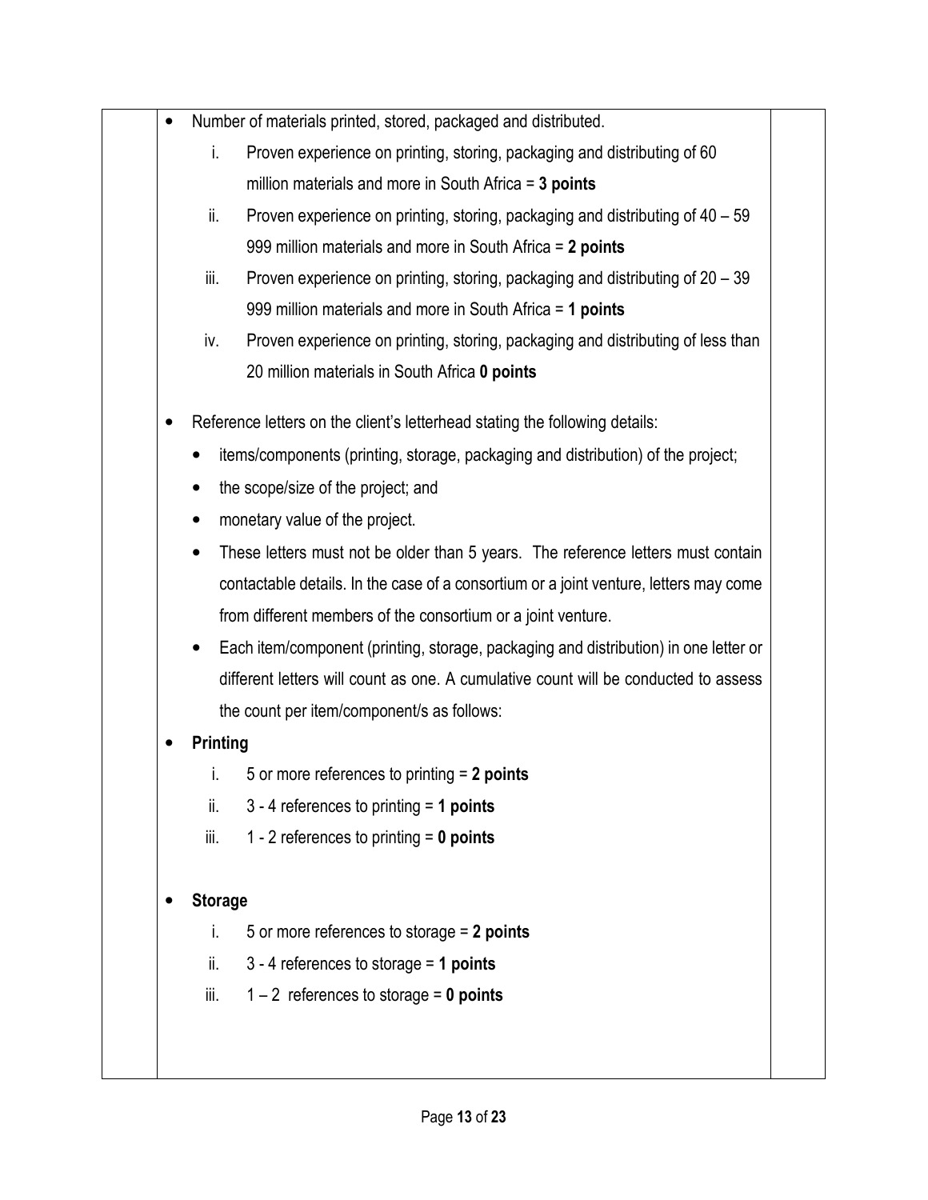- Number of materials printed, stored, packaged and distributed.
    i. Proven experience on printing, storing, packaging and distributing of 60 million materials and more in South Africa = **3 points**
    ii. Proven experience on printing, storing, packaging and distributing of 40 – 59 999 million materials and more in South Africa = **2 points**
    iii. Proven experience on printing, storing, packaging and distributing of 20 – 39 999 million materials and more in South Africa = **1 points**
    iv. Proven experience on printing, storing, packaging and distributing of less than 20 million materials in South Africa **0 points**

- Reference letters on the client's letterhead stating the following details:
    - items/components (printing, storage, packaging and distribution) of the project;
    - the scope/size of the project; and
    - monetary value of the project.
    - These letters must not be older than 5 years. The reference letters must contain contactable details. In the case of a consortium or a joint venture, letters may come from different members of the consortium or a joint venture.
    - Each item/component (printing, storage, packaging and distribution) in one letter or different letters will count as one. A cumulative count will be conducted to assess the count per item/component/s as follows:

- **Printing**
    i. 5 or more references to printing = **2 points**
    ii. 3 - 4 references to printing = **1 points**
    iii. 1 - 2 references to printing = **0 points**

- **Storage**
    i. 5 or more references to storage = **2 points**
    ii. 3 - 4 references to storage = **1 points**
    iii. 1 – 2 references to storage = **0 points**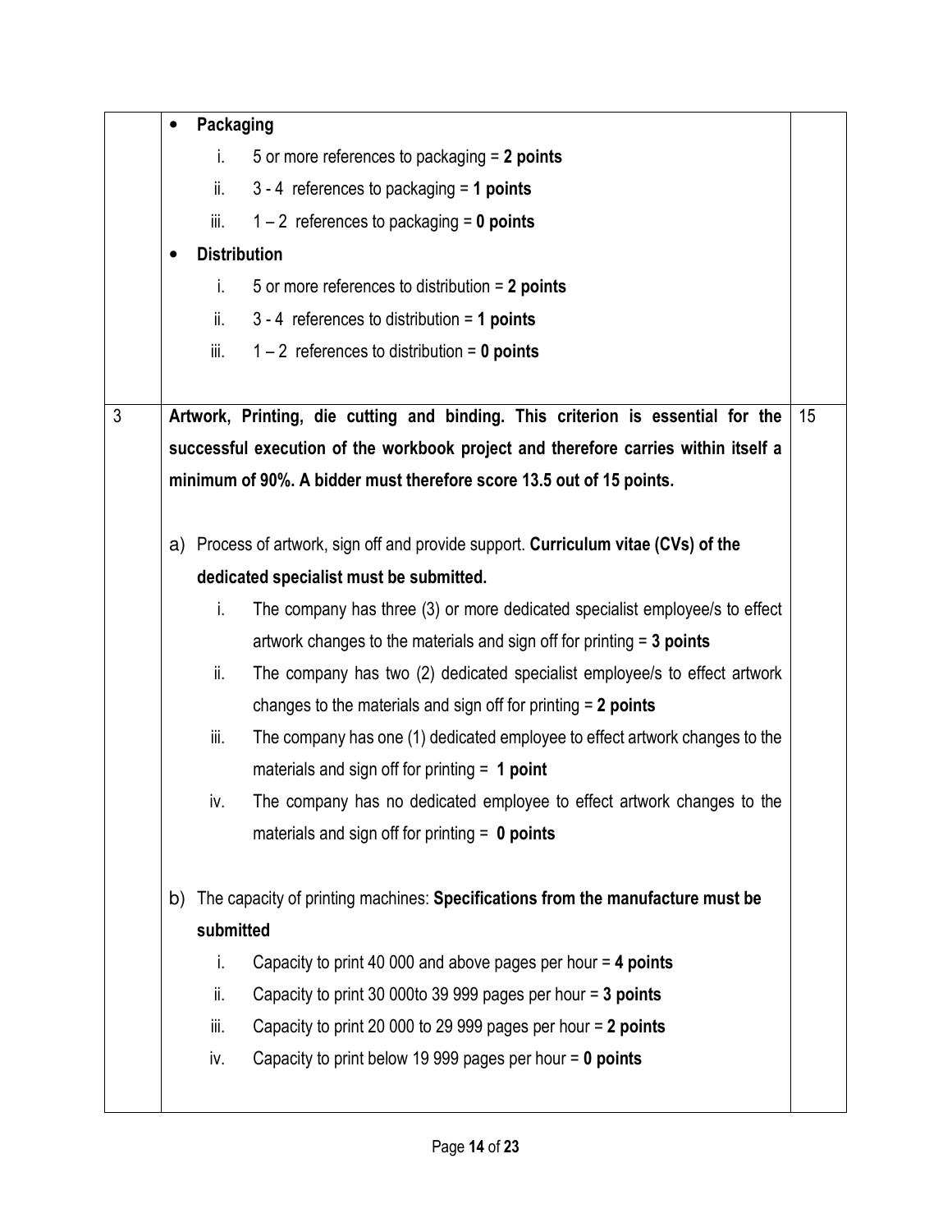| | | |
|---|---|---|
| | • **Packaging**<br>i. 5 or more references to packaging = **2 points**<br>ii. 3 - 4 references to packaging = **1 points**<br>iii. 1 – 2 references to packaging = **0 points**<br>• **Distribution**<br>i. 5 or more references to distribution = **2 points**<br>ii. 3 - 4 references to distribution = **1 points**<br>iii. 1 – 2 references to distribution = **0 points** | |
| 3 | **Artwork, Printing, die cutting and binding. This criterion is essential for the successful execution of the workbook project and therefore carries within itself a minimum of 90%. A bidder must therefore score 13.5 out of 15 points.**<br><br>a) Process of artwork, sign off and provide support. **Curriculum vitae (CVs) of the dedicated specialist must be submitted.**<br>i. The company has three (3) or more dedicated specialist employee/s to effect artwork changes to the materials and sign off for printing = **3 points**<br>ii. The company has two (2) dedicated specialist employee/s to effect artwork changes to the materials and sign off for printing = **2 points**<br>iii. The company has one (1) dedicated employee to effect artwork changes to the materials and sign off for printing = **1 point**<br>iv. The company has no dedicated employee to effect artwork changes to the materials and sign off for printing = **0 points**<br><br>b) The capacity of printing machines: **Specifications from the manufacture must be submitted**<br>i. Capacity to print 40 000 and above pages per hour = **4 points**<br>ii. Capacity to print 30 000to 39 999 pages per hour = **3 points**<br>iii. Capacity to print 20 000 to 29 999 pages per hour = **2 points**<br>iv. Capacity to print below 19 999 pages per hour = **0 points** | 15 |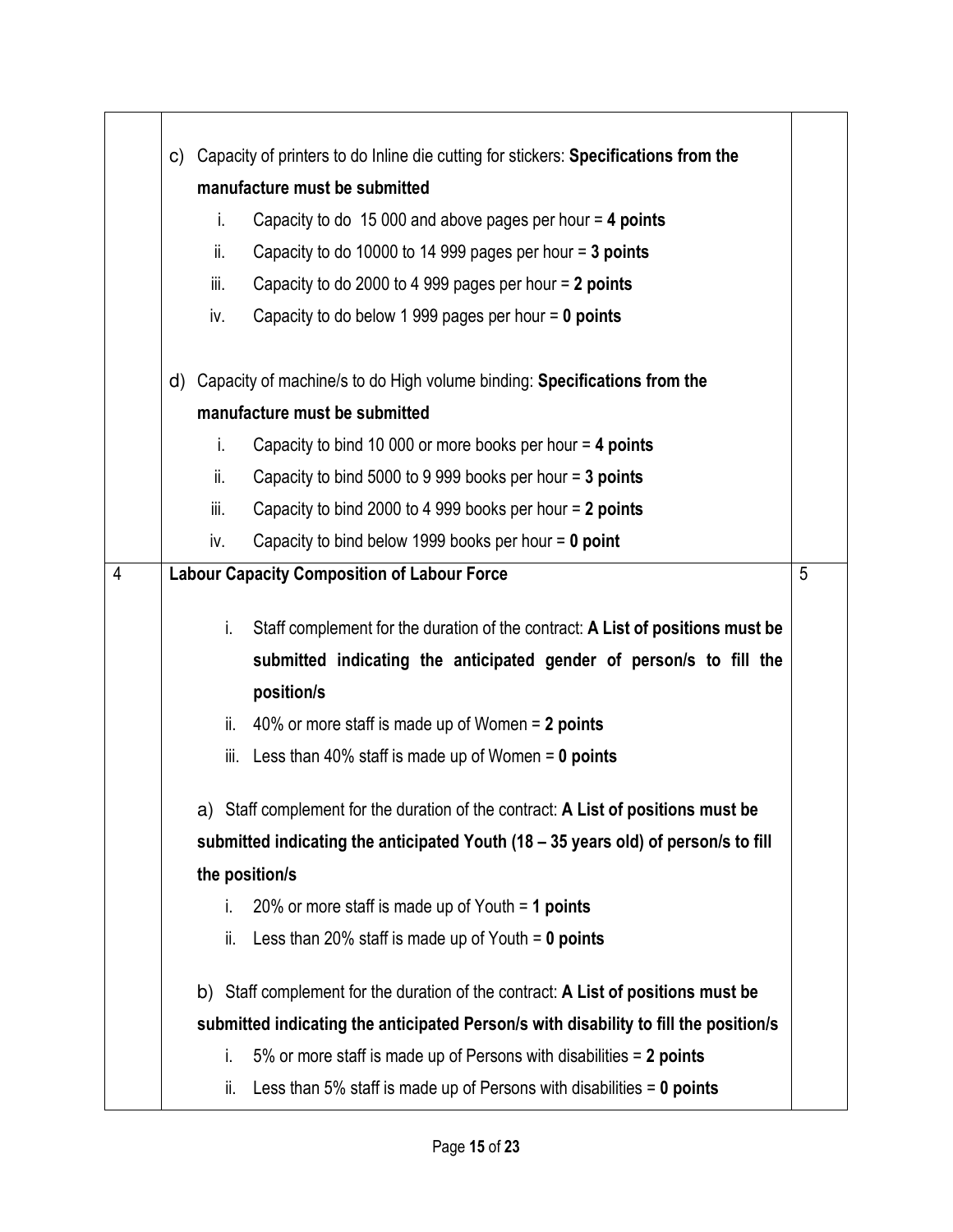| | | |
|---|---|---|
| | c) Capacity of printers to do Inline die cutting for stickers: **Specifications from the manufacture must be submitted**<br>i. Capacity to do 15 000 and above pages per hour = **4 points**<br>ii. Capacity to do 10000 to 14 999 pages per hour = **3 points**<br>iii. Capacity to do 2000 to 4 999 pages per hour = **2 points**<br>iv. Capacity to do below 1 999 pages per hour = **0 points**<br><br>d) Capacity of machine/s to do High volume binding: **Specifications from the manufacture must be submitted**<br>i. Capacity to bind 10 000 or more books per hour = **4 points**<br>ii. Capacity to bind 5000 to 9 999 books per hour = **3 points**<br>iii. Capacity to bind 2000 to 4 999 books per hour = **2 points**<br>iv. Capacity to bind below 1999 books per hour = **0 point** | |
| 4 | **Labour Capacity Composition of Labour Force**<br><br>i. Staff complement for the duration of the contract: **A List of positions must be submitted indicating the anticipated gender of person/s to fill the position/s**<br>ii. 40% or more staff is made up of Women = **2 points**<br>iii. Less than 40% staff is made up of Women = **0 points**<br><br>a) Staff complement for the duration of the contract: **A List of positions must be submitted indicating the anticipated Youth (18 – 35 years old) of person/s to fill the position/s**<br>i. 20% or more staff is made up of Youth = **1 points**<br>ii. Less than 20% staff is made up of Youth = **0 points**<br><br>b) Staff complement for the duration of the contract: **A List of positions must be submitted indicating the anticipated Person/s with disability to fill the position/s**<br>i. 5% or more staff is made up of Persons with disabilities = **2 points**<br>ii. Less than 5% staff is made up of Persons with disabilities = **0 points** | 5 |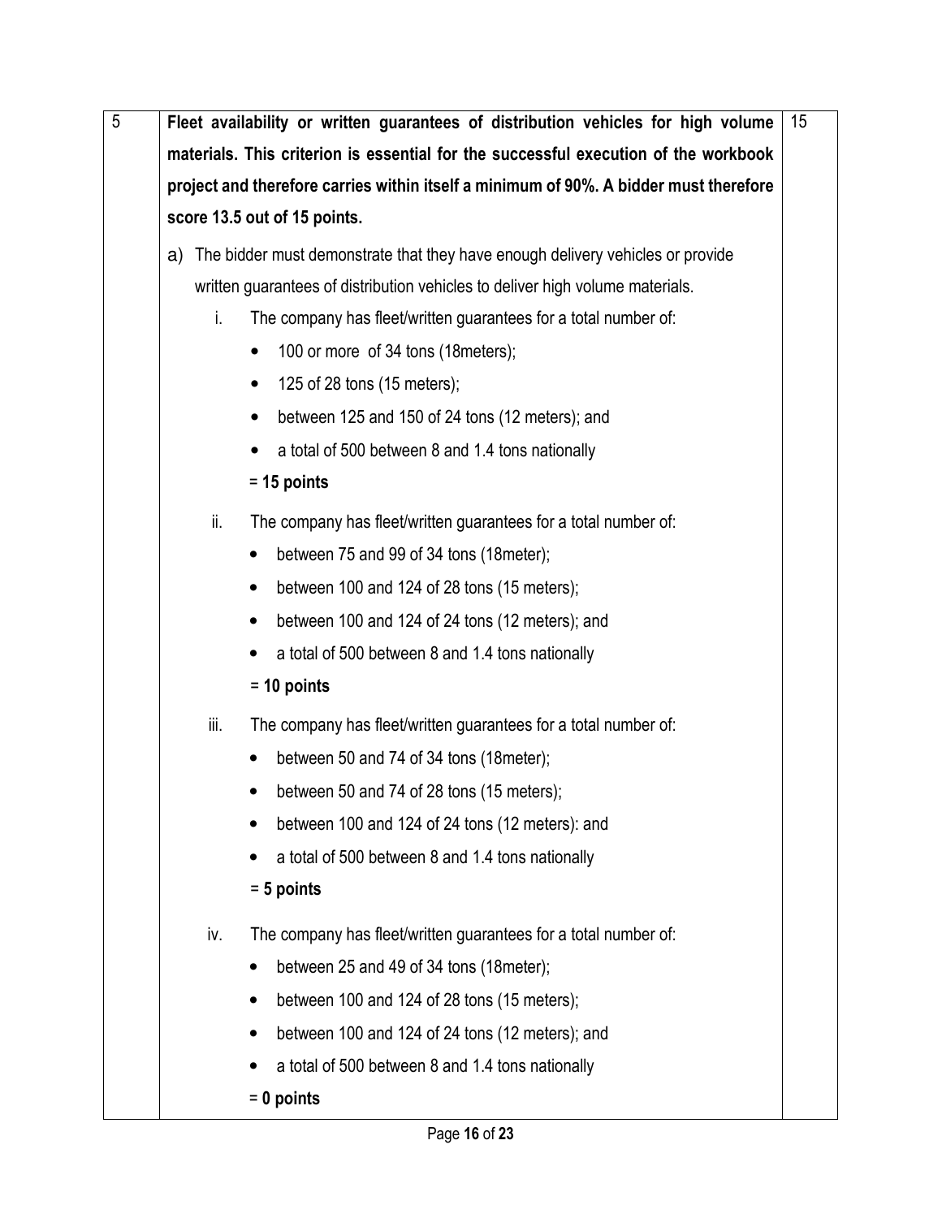| 5 | **Fleet availability or written guarantees of distribution vehicles for high volume materials. This criterion is essential for the successful execution of the workbook project and therefore carries within itself a minimum of 90%. A bidder must therefore score 13.5 out of 15 points.**<br><br>a) The bidder must demonstrate that they have enough delivery vehicles or provide written guarantees of distribution vehicles to deliver high volume materials.<br><br>i. The company has fleet/written guarantees for a total number of:<br>• 100 or more of 34 tons (18meters);<br>• 125 of 28 tons (15 meters);<br>• between 125 and 150 of 24 tons (12 meters); and<br>• a total of 500 between 8 and 1.4 tons nationally<br>= **15 points**<br><br>ii. The company has fleet/written guarantees for a total number of:<br>• between 75 and 99 of 34 tons (18meter);<br>• between 100 and 124 of 28 tons (15 meters);<br>• between 100 and 124 of 24 tons (12 meters); and<br>• a total of 500 between 8 and 1.4 tons nationally<br>= **10 points**<br><br>iii. The company has fleet/written guarantees for a total number of:<br>• between 50 and 74 of 34 tons (18meter);<br>• between 50 and 74 of 28 tons (15 meters);<br>• between 100 and 124 of 24 tons (12 meters): and<br>• a total of 500 between 8 and 1.4 tons nationally<br>= **5 points**<br><br>iv. The company has fleet/written guarantees for a total number of:<br>• between 25 and 49 of 34 tons (18meter);<br>• between 100 and 124 of 28 tons (15 meters);<br>• between 100 and 124 of 24 tons (12 meters); and<br>• a total of 500 between 8 and 1.4 tons nationally<br>= **0 points** | 15 |
|---|---|---|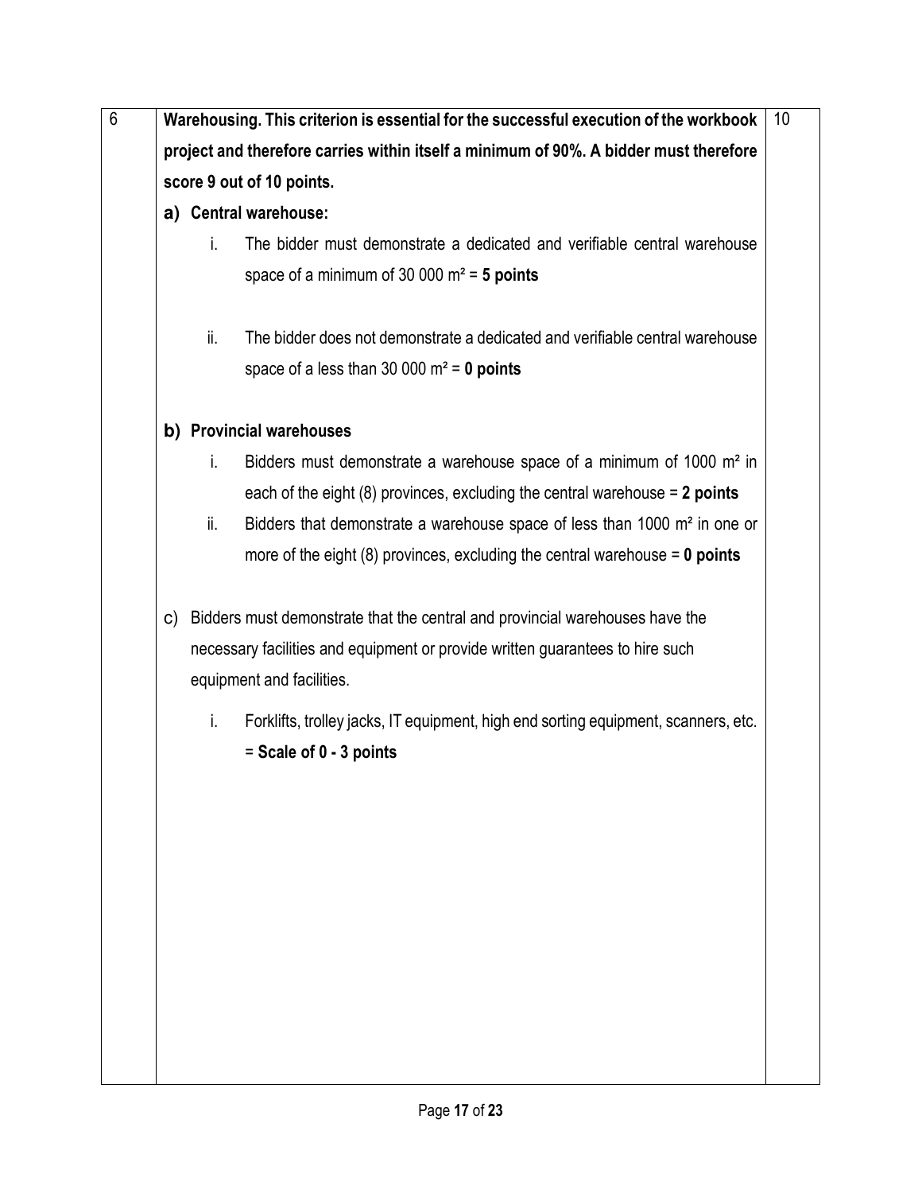| | | |
|---|---|---|
| 6 | **Warehousing. This criterion is essential for the successful execution of the workbook project and therefore carries within itself a minimum of 90%. A bidder must therefore score 9 out of 10 points.**<br><br>**a) Central warehouse:**<br><br>i. The bidder must demonstrate a dedicated and verifiable central warehouse space of a minimum of 30 000 m² = **5 points**<br><br>ii. The bidder does not demonstrate a dedicated and verifiable central warehouse space of a less than 30 000 m² = **0 points**<br><br>**b) Provincial warehouses**<br><br>i. Bidders must demonstrate a warehouse space of a minimum of 1000 m² in each of the eight (8) provinces, excluding the central warehouse = **2 points**<br><br>ii. Bidders that demonstrate a warehouse space of less than 1000 m² in one or more of the eight (8) provinces, excluding the central warehouse = **0 points**<br><br>c) Bidders must demonstrate that the central and provincial warehouses have the necessary facilities and equipment or provide written guarantees to hire such equipment and facilities.<br><br>i. Forklifts, trolley jacks, IT equipment, high end sorting equipment, scanners, etc. = **Scale of 0 - 3 points** | 10 |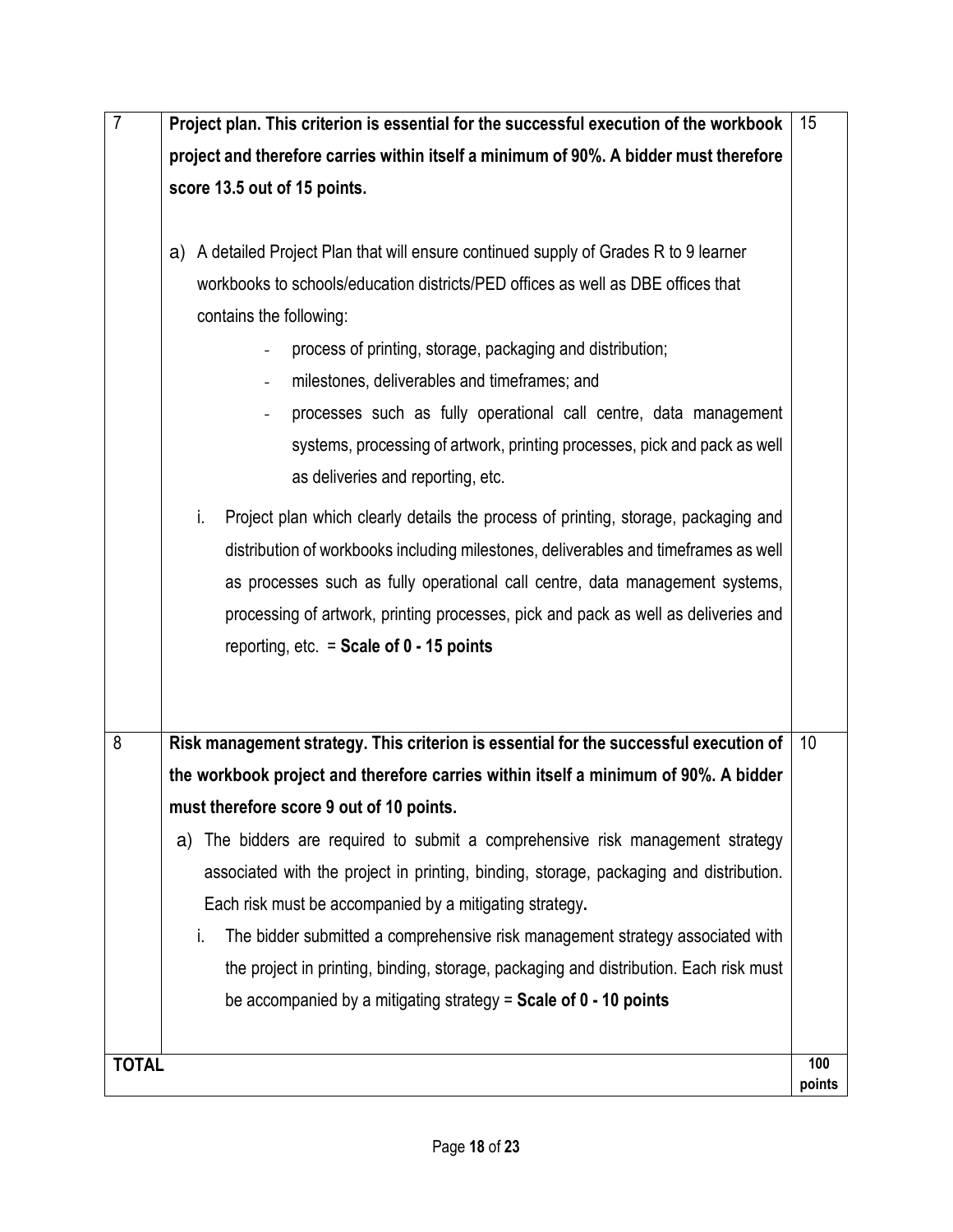| | | |
|---|---|---|
| 7 | **Project plan. This criterion is essential for the successful execution of the workbook project and therefore carries within itself a minimum of 90%. A bidder must therefore score 13.5 out of 15 points.**<br><br>a) A detailed Project Plan that will ensure continued supply of Grades R to 9 learner workbooks to schools/education districts/PED offices as well as DBE offices that contains the following:<br>- process of printing, storage, packaging and distribution;<br>- milestones, deliverables and timeframes; and<br>- processes such as fully operational call centre, data management systems, processing of artwork, printing processes, pick and pack as well as deliveries and reporting, etc.<br><br>i. Project plan which clearly details the process of printing, storage, packaging and distribution of workbooks including milestones, deliverables and timeframes as well as processes such as fully operational call centre, data management systems, processing of artwork, printing processes, pick and pack as well as deliveries and reporting, etc. = **Scale of 0 - 15 points** | 15 |
| 8 | **Risk management strategy. This criterion is essential for the successful execution of the workbook project and therefore carries within itself a minimum of 90%. A bidder must therefore score 9 out of 10 points.**<br><br>a) The bidders are required to submit a comprehensive risk management strategy associated with the project in printing, binding, storage, packaging and distribution. Each risk must be accompanied by a mitigating strategy**.**<br><br>i. The bidder submitted a comprehensive risk management strategy associated with the project in printing, binding, storage, packaging and distribution. Each risk must be accompanied by a mitigating strategy = **Scale of 0 - 10 points** | 10 |
| **TOTAL** | | **100 points** |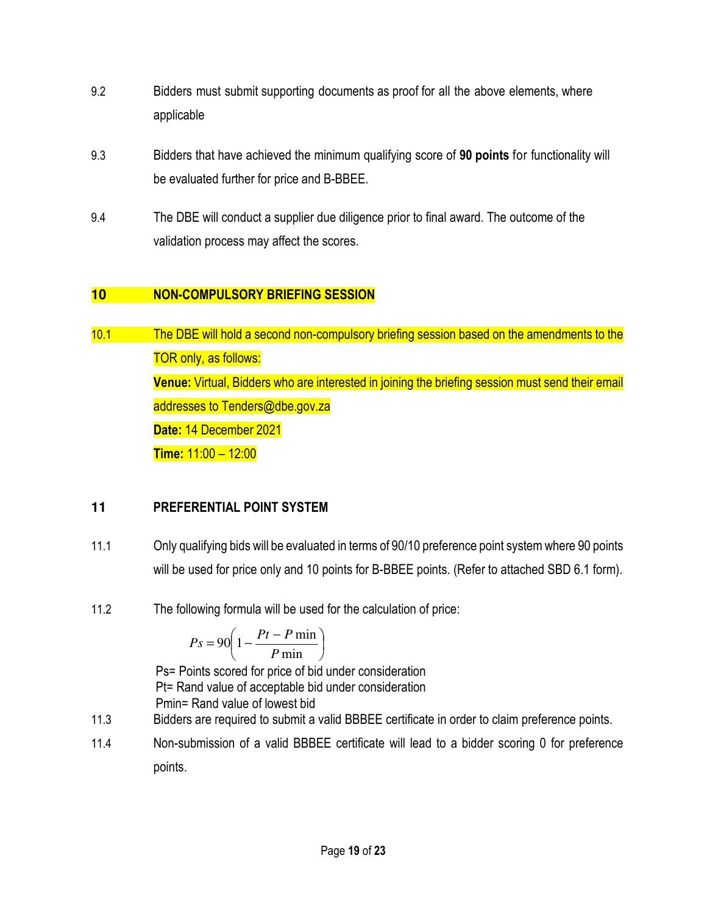9.2 Bidders must submit supporting documents as proof for all the above elements, where applicable

9.3 Bidders that have achieved the minimum qualifying score of **90 points** for functionality will be evaluated further for price and B-BBEE.

9.4 The DBE will conduct a supplier due diligence prior to final award. The outcome of the validation process may affect the scores.

## 10 NON-COMPULSORY BRIEFING SESSION

10.1 The DBE will hold a second non-compulsory briefing session based on the amendments to the TOR only, as follows:

**Venue:** Virtual, Bidders who are interested in joining the briefing session must send their email addresses to Tenders@dbe.gov.za

**Date:** 14 December 2021

**Time:** 11:00 – 12:00

## 11 PREFERENTIAL POINT SYSTEM

11.1 Only qualifying bids will be evaluated in terms of 90/10 preference point system where 90 points will be used for price only and 10 points for B-BBEE points. (Refer to attached SBD 6.1 form).

11.2 The following formula will be used for the calculation of price:

$$Ps = 90\left(1 - \frac{Pt - P\min}{P\min}\right)$$

Ps= Points scored for price of bid under consideration
Pt= Rand value of acceptable bid under consideration
Pmin= Rand value of lowest bid

11.3 Bidders are required to submit a valid BBBEE certificate in order to claim preference points.

11.4 Non-submission of a valid BBBEE certificate will lead to a bidder scoring 0 for preference points.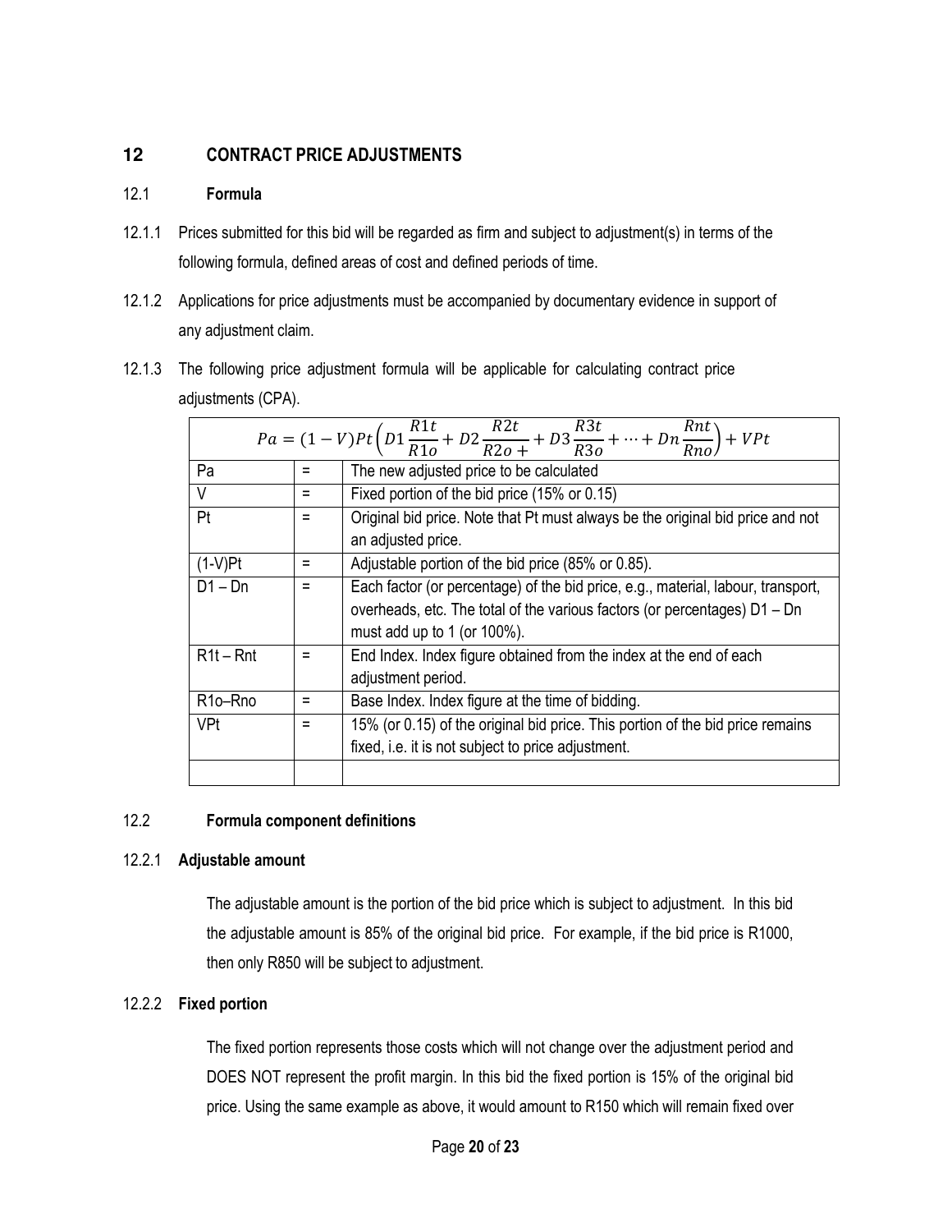## 12 CONTRACT PRICE ADJUSTMENTS

### 12.1 Formula

12.1.1 Prices submitted for this bid will be regarded as firm and subject to adjustment(s) in terms of the following formula, defined areas of cost and defined periods of time.

12.1.2 Applications for price adjustments must be accompanied by documentary evidence in support of any adjustment claim.

12.1.3 The following price adjustment formula will be applicable for calculating contract price adjustments (CPA).

| $Pa = (1-V)Pt\left(D1\frac{R1t}{R1o} + D2\frac{R2t}{R2o+} + D3\frac{R3t}{R3o} + \cdots + Dn\frac{Rnt}{Rno}\right) + VPt$ | | |
|---|---|---|
| Pa | = | The new adjusted price to be calculated |
| V | = | Fixed portion of the bid price (15% or 0.15) |
| Pt | = | Original bid price. Note that Pt must always be the original bid price and not an adjusted price. |
| (1-V)Pt | = | Adjustable portion of the bid price (85% or 0.85). |
| D1 – Dn | = | Each factor (or percentage) of the bid price, e.g., material, labour, transport, overheads, etc. The total of the various factors (or percentages) D1 – Dn must add up to 1 (or 100%). |
| R1t – Rnt | = | End Index. Index figure obtained from the index at the end of each adjustment period. |
| R1o–Rno | = | Base Index. Index figure at the time of bidding. |
| VPt | = | 15% (or 0.15) of the original bid price. This portion of the bid price remains fixed, i.e. it is not subject to price adjustment. |
| | | |

### 12.2 Formula component definitions

#### 12.2.1 Adjustable amount

The adjustable amount is the portion of the bid price which is subject to adjustment. In this bid the adjustable amount is 85% of the original bid price. For example, if the bid price is R1000, then only R850 will be subject to adjustment.

#### 12.2.2 Fixed portion

The fixed portion represents those costs which will not change over the adjustment period and DOES NOT represent the profit margin. In this bid the fixed portion is 15% of the original bid price. Using the same example as above, it would amount to R150 which will remain fixed over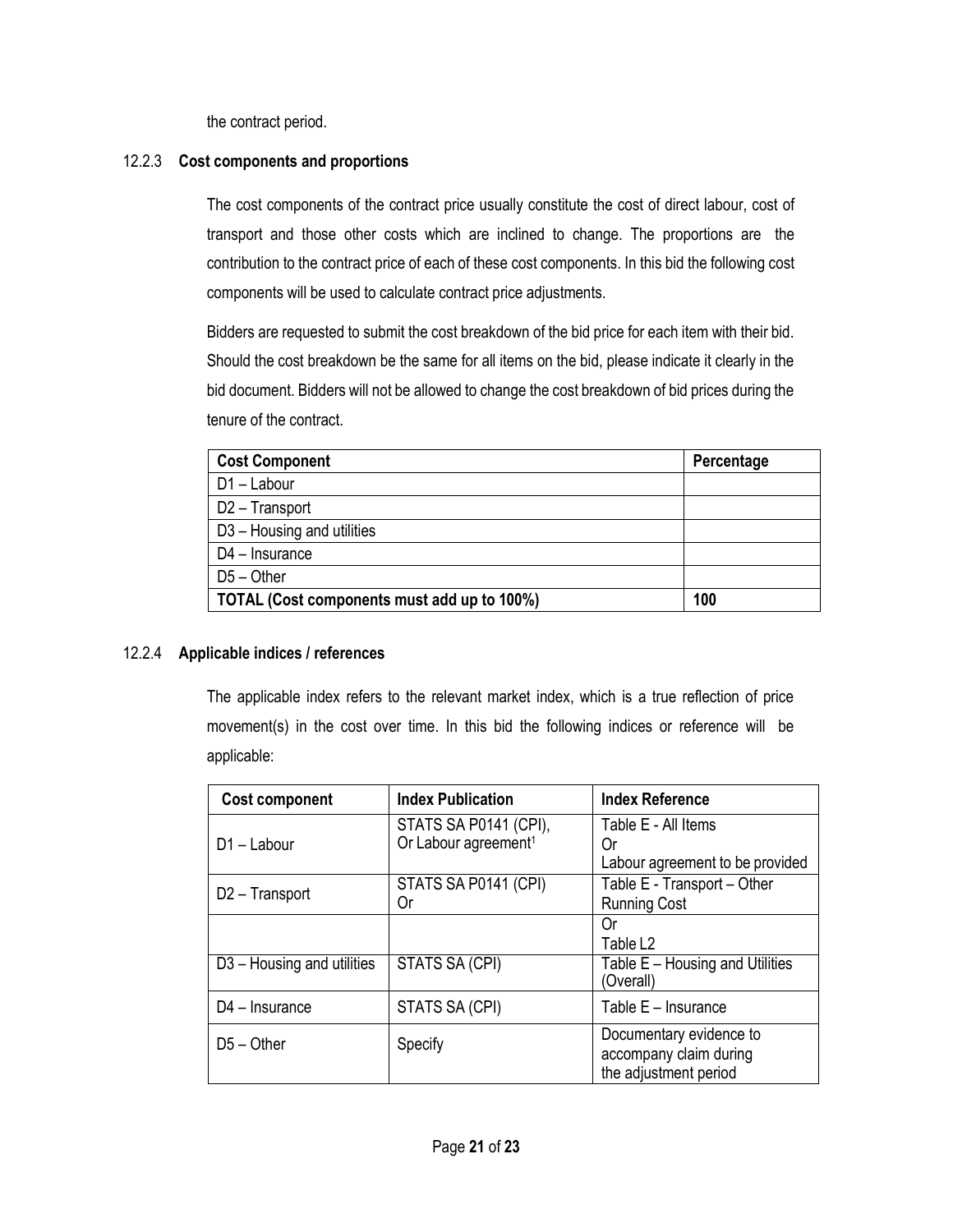the contract period.

#### 12.2.3 **Cost components and proportions**

The cost components of the contract price usually constitute the cost of direct labour, cost of transport and those other costs which are inclined to change. The proportions are the contribution to the contract price of each of these cost components. In this bid the following cost components will be used to calculate contract price adjustments.

Bidders are requested to submit the cost breakdown of the bid price for each item with their bid. Should the cost breakdown be the same for all items on the bid, please indicate it clearly in the bid document. Bidders will not be allowed to change the cost breakdown of bid prices during the tenure of the contract.

| Cost Component | Percentage |
|---|---|
| D1 – Labour | |
| D2 – Transport | |
| D3 – Housing and utilities | |
| D4 – Insurance | |
| D5 – Other | |
| **TOTAL (Cost components must add up to 100%)** | **100** |

#### 12.2.4 **Applicable indices / references**

The applicable index refers to the relevant market index, which is a true reflection of price movement(s) in the cost over time. In this bid the following indices or reference will be applicable:

| Cost component | Index Publication | Index Reference |
|---|---|---|
| D1 – Labour | STATS SA P0141 (CPI), Or Labour agreement[1] | Table E - All Items Or Labour agreement to be provided |
| D2 – Transport | STATS SA P0141 (CPI) Or | Table E - Transport – Other Running Cost |
| | | Or Table L2 |
| D3 – Housing and utilities | STATS SA (CPI) | Table E – Housing and Utilities (Overall) |
| D4 – Insurance | STATS SA (CPI) | Table E – Insurance |
| D5 – Other | Specify | Documentary evidence to accompany claim during the adjustment period |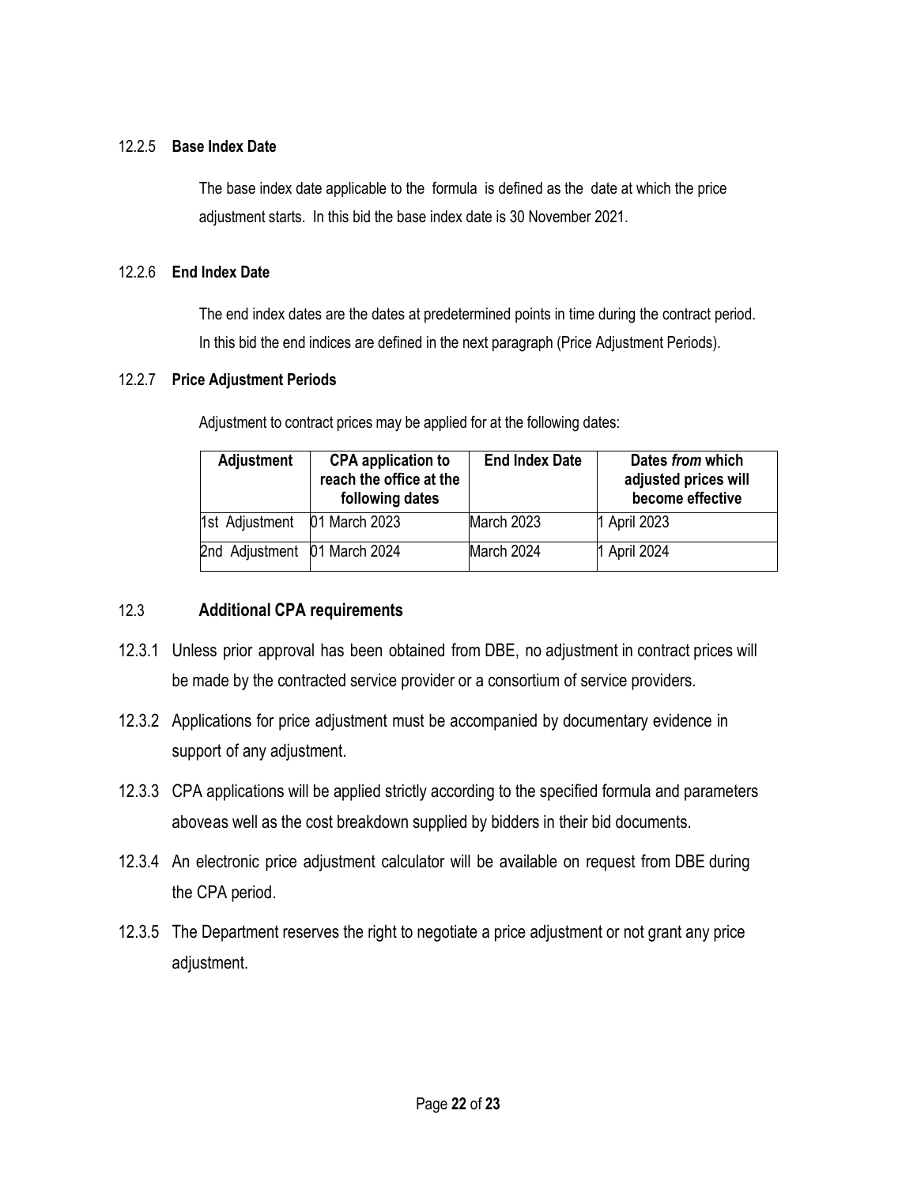#### 12.2.5 **Base Index Date**

The base index date applicable to the formula is defined as the date at which the price adjustment starts. In this bid the base index date is 30 November 2021.

#### 12.2.6 **End Index Date**

The end index dates are the dates at predetermined points in time during the contract period. In this bid the end indices are defined in the next paragraph (Price Adjustment Periods).

#### 12.2.7 **Price Adjustment Periods**

Adjustment to contract prices may be applied for at the following dates:

| Adjustment | CPA application to reach the office at the following dates | End Index Date | Dates *from* which adjusted prices will become effective |
|---|---|---|---|
| 1st Adjustment | 01 March 2023 | March 2023 | 1 April 2023 |
| 2nd Adjustment | 01 March 2024 | March 2024 | 1 April 2024 |

### 12.3 **Additional CPA requirements**

12.3.1 Unless prior approval has been obtained from DBE, no adjustment in contract prices will be made by the contracted service provider or a consortium of service providers.

12.3.2 Applications for price adjustment must be accompanied by documentary evidence in support of any adjustment.

12.3.3 CPA applications will be applied strictly according to the specified formula and parameters aboveas well as the cost breakdown supplied by bidders in their bid documents.

12.3.4 An electronic price adjustment calculator will be available on request from DBE during the CPA period.

12.3.5 The Department reserves the right to negotiate a price adjustment or not grant any price adjustment.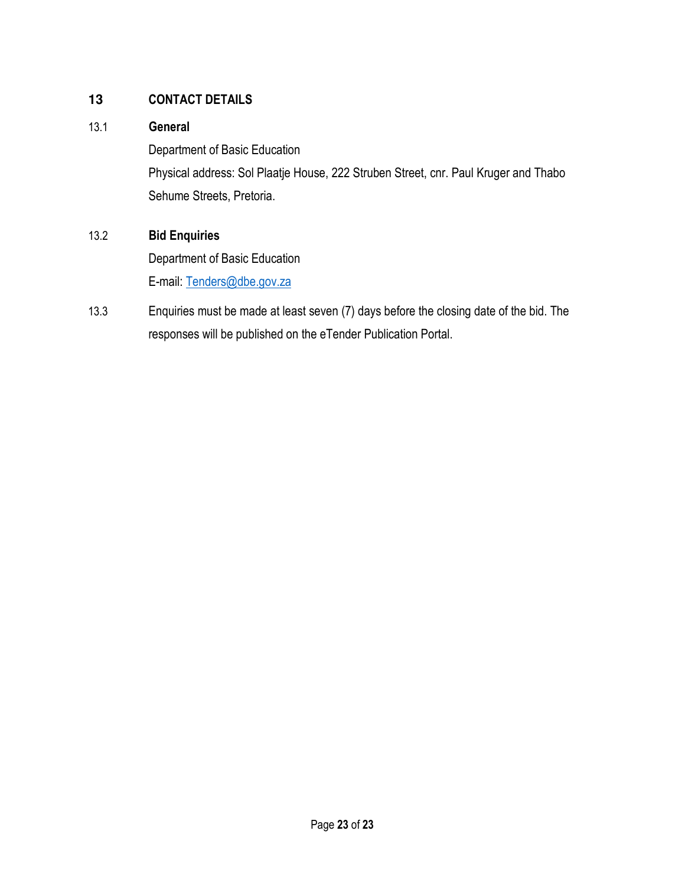## 13 CONTACT DETAILS

### 13.1 General

Department of Basic Education

Physical address: Sol Plaatje House, 222 Struben Street, cnr. Paul Kruger and Thabo Sehume Streets, Pretoria.

### 13.2 Bid Enquiries

Department of Basic Education

E-mail: Tenders@dbe.gov.za

13.3 Enquiries must be made at least seven (7) days before the closing date of the bid. The responses will be published on the eTender Publication Portal.